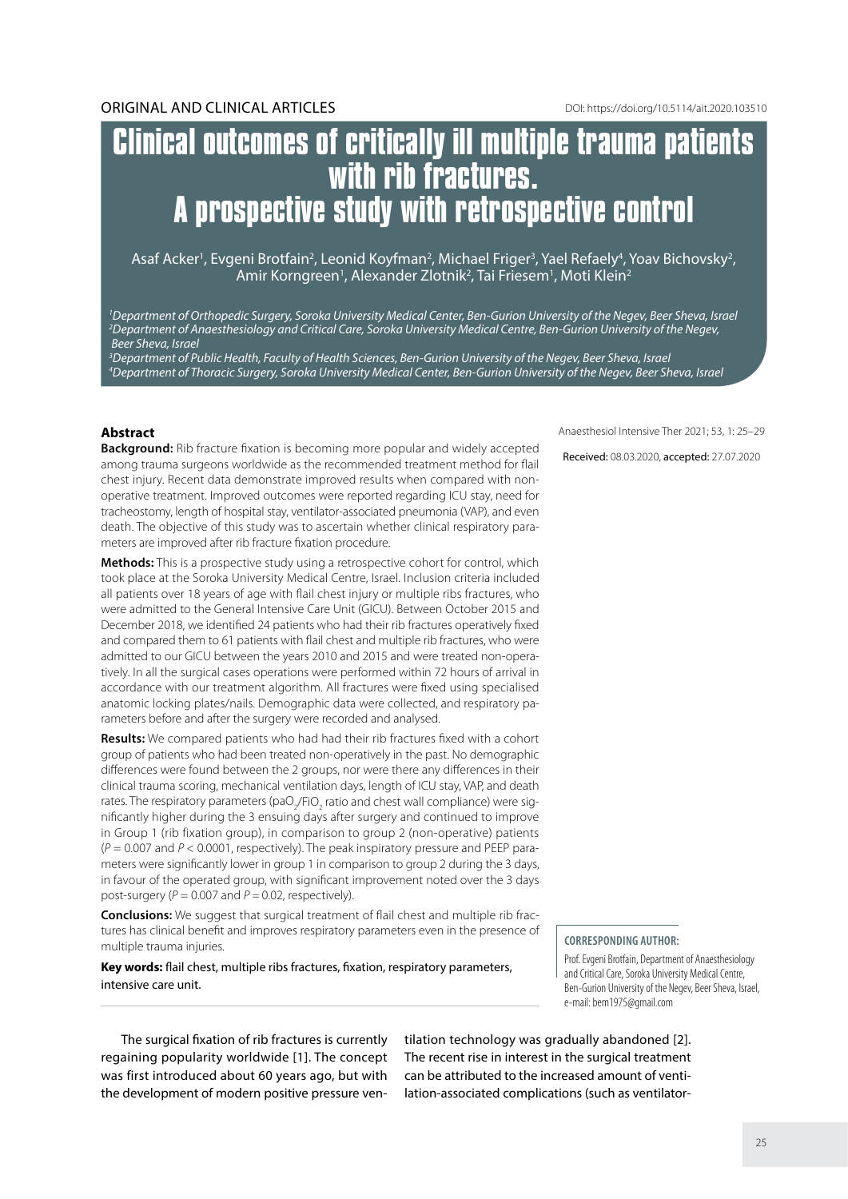ORIGINAL AND CLINICAL ARTICLES

DOI: https://doi.org/10.5114/ait.2020.103510

# Clinical outcomes of critically ill multiple trauma patients with rib fractures. A prospective study with retrospective control

Asaf Acker[1], Evgeni Brotfain[2], Leonid Koyfman[2], Michael Friger[3], Yael Refaely[4], Yoav Bichovsky[2], Amir Korngreen[1], Alexander Zlotnik[2], Tai Friesem[1], Moti Klein[2]

*[1]Department of Orthopedic Surgery, Soroka University Medical Center, Ben-Gurion University of the Negev, Beer Sheva, Israel*
*[2]Department of Anaesthesiology and Critical Care, Soroka University Medical Centre, Ben-Gurion University of the Negev, Beer Sheva, Israel*
*[3]Department of Public Health, Faculty of Health Sciences, Ben-Gurion University of the Negev, Beer Sheva, Israel*
*[4]Department of Thoracic Surgery, Soroka University Medical Center, Ben-Gurion University of the Negev, Beer Sheva, Israel*

Anaesthesiol Intensive Ther 2021; 53, 1: 25–29

**Received:** 08.03.2020, **accepted:** 27.07.2020

## Abstract

**Background:** Rib fracture fixation is becoming more popular and widely accepted among trauma surgeons worldwide as the recommended treatment method for flail chest injury. Recent data demonstrate improved results when compared with non-operative treatment. Improved outcomes were reported regarding ICU stay, need for tracheostomy, length of hospital stay, ventilator-associated pneumonia (VAP), and even death. The objective of this study was to ascertain whether clinical respiratory parameters are improved after rib fracture fixation procedure.

**Methods:** This is a prospective study using a retrospective cohort for control, which took place at the Soroka University Medical Centre, Israel. Inclusion criteria included all patients over 18 years of age with flail chest injury or multiple ribs fractures, who were admitted to the General Intensive Care Unit (GICU). Between October 2015 and December 2018, we identified 24 patients who had their rib fractures operatively fixed and compared them to 61 patients with flail chest and multiple rib fractures, who were admitted to our GICU between the years 2010 and 2015 and were treated non-operatively. In all the surgical cases operations were performed within 72 hours of arrival in accordance with our treatment algorithm. All fractures were fixed using specialised anatomic locking plates/nails. Demographic data were collected, and respiratory parameters before and after the surgery were recorded and analysed.

**Results:** We compared patients who had had their rib fractures fixed with a cohort group of patients who had been treated non-operatively in the past. No demographic differences were found between the 2 groups, nor were there any differences in their clinical trauma scoring, mechanical ventilation days, length of ICU stay, VAP, and death rates. The respiratory parameters ($paO_2/FiO_2$ ratio and chest wall compliance) were significantly higher during the 3 ensuing days after surgery and continued to improve in Group 1 (rib fixation group), in comparison to group 2 (non-operative) patients ($P = 0.007$ and $P < 0.0001$, respectively). The peak inspiratory pressure and PEEP parameters were significantly lower in group 1 in comparison to group 2 during the 3 days, in favour of the operated group, with significant improvement noted over the 3 days post-surgery ($P = 0.007$ and $P = 0.02$, respectively).

**Conclusions:** We suggest that surgical treatment of flail chest and multiple rib fractures has clinical benefit and improves respiratory parameters even in the presence of multiple trauma injuries.

**Key words:** flail chest, multiple ribs fractures, fixation, respiratory parameters, intensive care unit.

**CORRESPONDING AUTHOR:**
Prof. Evgeni Brotfain, Department of Anaesthesiology and Critical Care, Soroka University Medical Centre, Ben-Gurion University of the Negev, Beer Sheva, Israel, e-mail: bem1975@gmail.com

The surgical fixation of rib fractures is currently regaining popularity worldwide [1]. The concept was first introduced about 60 years ago, but with the development of modern positive pressure ventilation technology was gradually abandoned [2]. The recent rise in interest in the surgical treatment can be attributed to the increased amount of ventilation-associated complications (such as ventilator-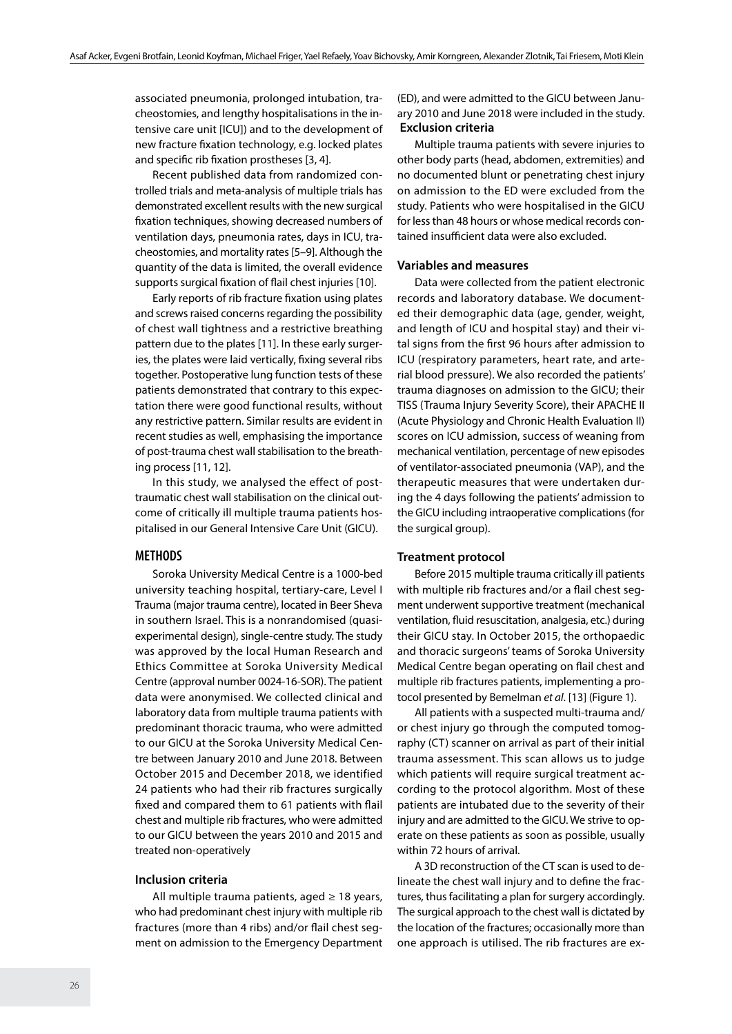associated pneumonia, prolonged intubation, tracheostomies, and lengthy hospitalisations in the intensive care unit [ICU]) and to the development of new fracture fixation technology, e.g. locked plates and specific rib fixation prostheses [3, 4].

Recent published data from randomized controlled trials and meta-analysis of multiple trials has demonstrated excellent results with the new surgical fixation techniques, showing decreased numbers of ventilation days, pneumonia rates, days in ICU, tracheostomies, and mortality rates [5–9]. Although the quantity of the data is limited, the overall evidence supports surgical fixation of flail chest injuries [10].

Early reports of rib fracture fixation using plates and screws raised concerns regarding the possibility of chest wall tightness and a restrictive breathing pattern due to the plates [11]. In these early surgeries, the plates were laid vertically, fixing several ribs together. Postoperative lung function tests of these patients demonstrated that contrary to this expectation there were good functional results, without any restrictive pattern. Similar results are evident in recent studies as well, emphasising the importance of post-trauma chest wall stabilisation to the breathing process [11, 12].

In this study, we analysed the effect of post-traumatic chest wall stabilisation on the clinical outcome of critically ill multiple trauma patients hospitalised in our General Intensive Care Unit (GICU).

## METHODS

Soroka University Medical Centre is a 1000-bed university teaching hospital, tertiary-care, Level I Trauma (major trauma centre), located in Beer Sheva in southern Israel. This is a nonrandomised (quasi-experimental design), single-centre study. The study was approved by the local Human Research and Ethics Committee at Soroka University Medical Centre (approval number 0024-16-SOR). The patient data were anonymised. We collected clinical and laboratory data from multiple trauma patients with predominant thoracic trauma, who were admitted to our GICU at the Soroka University Medical Centre between January 2010 and June 2018. Between October 2015 and December 2018, we identified 24 patients who had their rib fractures surgically fixed and compared them to 61 patients with flail chest and multiple rib fractures, who were admitted to our GICU between the years 2010 and 2015 and treated non-operatively

### Inclusion criteria

All multiple trauma patients, aged ≥ 18 years, who had predominant chest injury with multiple rib fractures (more than 4 ribs) and/or flail chest segment on admission to the Emergency Department (ED), and were admitted to the GICU between January 2010 and June 2018 were included in the study.

### Exclusion criteria

Multiple trauma patients with severe injuries to other body parts (head, abdomen, extremities) and no documented blunt or penetrating chest injury on admission to the ED were excluded from the study. Patients who were hospitalised in the GICU for less than 48 hours or whose medical records contained insufficient data were also excluded.

### Variables and measures

Data were collected from the patient electronic records and laboratory database. We documented their demographic data (age, gender, weight, and length of ICU and hospital stay) and their vital signs from the first 96 hours after admission to ICU (respiratory parameters, heart rate, and arterial blood pressure). We also recorded the patients' trauma diagnoses on admission to the GICU; their TISS (Trauma Injury Severity Score), their APACHE II (Acute Physiology and Chronic Health Evaluation II) scores on ICU admission, success of weaning from mechanical ventilation, percentage of new episodes of ventilator-associated pneumonia (VAP), and the therapeutic measures that were undertaken during the 4 days following the patients' admission to the GICU including intraoperative complications (for the surgical group).

### Treatment protocol

Before 2015 multiple trauma critically ill patients with multiple rib fractures and/or a flail chest segment underwent supportive treatment (mechanical ventilation, fluid resuscitation, analgesia, etc.) during their GICU stay. In October 2015, the orthopaedic and thoracic surgeons' teams of Soroka University Medical Centre began operating on flail chest and multiple rib fractures patients, implementing a protocol presented by Bemelman *et al*. [13] (Figure 1).

All patients with a suspected multi-trauma and/or chest injury go through the computed tomography (CT) scanner on arrival as part of their initial trauma assessment. This scan allows us to judge which patients will require surgical treatment according to the protocol algorithm. Most of these patients are intubated due to the severity of their injury and are admitted to the GICU. We strive to operate on these patients as soon as possible, usually within 72 hours of arrival.

A 3D reconstruction of the CT scan is used to delineate the chest wall injury and to define the fractures, thus facilitating a plan for surgery accordingly. The surgical approach to the chest wall is dictated by the location of the fractures; occasionally more than one approach is utilised. The rib fractures are ex-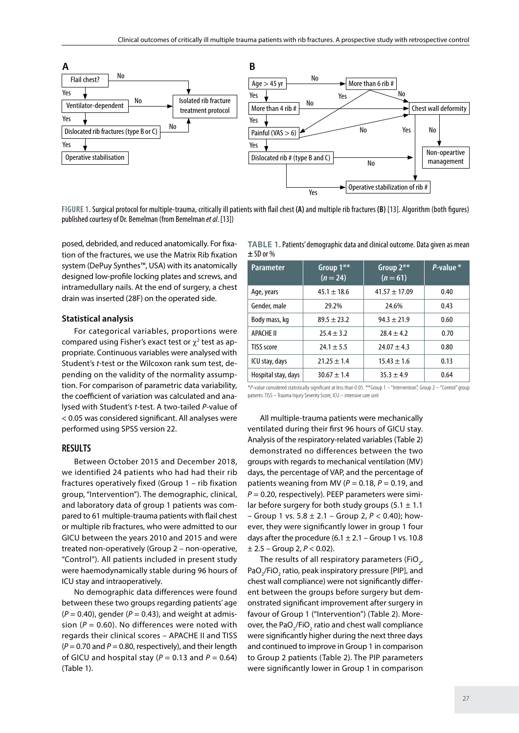**FIGURE 1.** Surgical protocol for multiple-trauma, critically ill patients with flail chest **(A)** and multiple rib fractures **(B)** [13]. Algorithm (both figures) published courtesy of Dr. Bemelman (from Bemelman *et al*. [13])

posed, debrided, and reduced anatomically. For fixation of the fractures, we use the Matrix Rib fixation system (DePuy Synthes™, USA) with its anatomically designed low-profile locking plates and screws, and intramedullary nails. At the end of surgery, a chest drain was inserted (28F) on the operated side.

### Statistical analysis

For categorical variables, proportions were compared using Fisher's exact test or $\chi^2$ test as appropriate. Continuous variables were analysed with Student's *t*-test or the Wilcoxon rank sum test, depending on the validity of the normality assumption. For comparison of parametric data variability, the coefficient of variation was calculated and analysed with Student's *t*-test. A two-tailed *P*-value of < 0.05 was considered significant. All analyses were performed using SPSS version 22.

## RESULTS

Between October 2015 and December 2018, we identified 24 patients who had had their rib fractures operatively fixed (Group 1 – rib fixation group, "Intervention"). The demographic, clinical, and laboratory data of group 1 patients was compared to 61 multiple-trauma patients with flail chest or multiple rib fractures, who were admitted to our GICU between the years 2010 and 2015 and were treated non-operatively (Group 2 – non-operative, "Control"). All patients included in present study were haemodynamically stable during 96 hours of ICU stay and intraoperatively.

No demographic data differences were found between these two groups regarding patients' age ($P = 0.40$), gender ($P = 0.43$), and weight at admission ($P = 0.60$). No differences were noted with regards their clinical scores – APACHE II and TISS ($P = 0.70$ and $P = 0.80$, respectively), and their length of GICU and hospital stay ($P = 0.13$ and $P = 0.64$) (Table 1).

**TABLE 1.** Patients' demographic data and clinical outcome. Data given as mean ± SD or %

| Parameter | Group 1** ($n = 24$) | Group 2** ($n = 61$) | *P*-value * |
|---|---|---|---|
| Age, years | 45.1 ± 18.6 | 41.57 ± 17.09 | 0.40 |
| Gender, male | 29.2% | 24.6% | 0.43 |
| Body mass, kg | 89.5 ± 23.2 | 94.3 ± 21.9 | 0.60 |
| APACHE II | 25.4 ± 3.2 | 28.4 ± 4.2 | 0.70 |
| TISS score | 24.1 ± 5.5 | 24.07 ± 4.3 | 0.80 |
| ICU stay, days | 21.25 ± 1.4 | 15.43 ± 1.6 | 0.13 |
| Hospital stay, days | 30.67 ± 1.4 | 35.3 ± 4.9 | 0.64 |

\**P*-value considered statistically significant at less than 0.05. **Group 1 – "Intervention", Group 2 – "Control" group patients. TISS – Trauma Injury Severity Score, ICU – intensive care unit

All multiple-trauma patients were mechanically ventilated during their first 96 hours of GICU stay. Analysis of the respiratory-related variables (Table 2) demonstrated no differences between the two groups with regards to mechanical ventilation (MV) days, the percentage of VAP, and the percentage of patients weaning from MV ($P = 0.18$, $P = 0.19$, and $P = 0.20$, respectively). PEEP parameters were similar before surgery for both study groups (5.1 ± 1.1 – Group 1 vs. 5.8 ± 2.1 – Group 2, $P < 0.40$); however, they were significantly lower in group 1 four days after the procedure (6.1 ± 2.1 – Group 1 vs. 10.8 ± 2.5 – Group 2, $P < 0.02$).

The results of all respiratory parameters ($FiO_2$, $PaO_2/FiO_2$ ratio, peak inspiratory pressure [PIP], and chest wall compliance) were not significantly different between the groups before surgery but demonstrated significant improvement after surgery in favour of Group 1 ("Intervention") (Table 2). Moreover, the $PaO_2/FiO_2$ ratio and chest wall compliance were significantly higher during the next three days and continued to improve in Group 1 in comparison to Group 2 patients (Table 2). The PIP parameters were significantly lower in Group 1 in comparison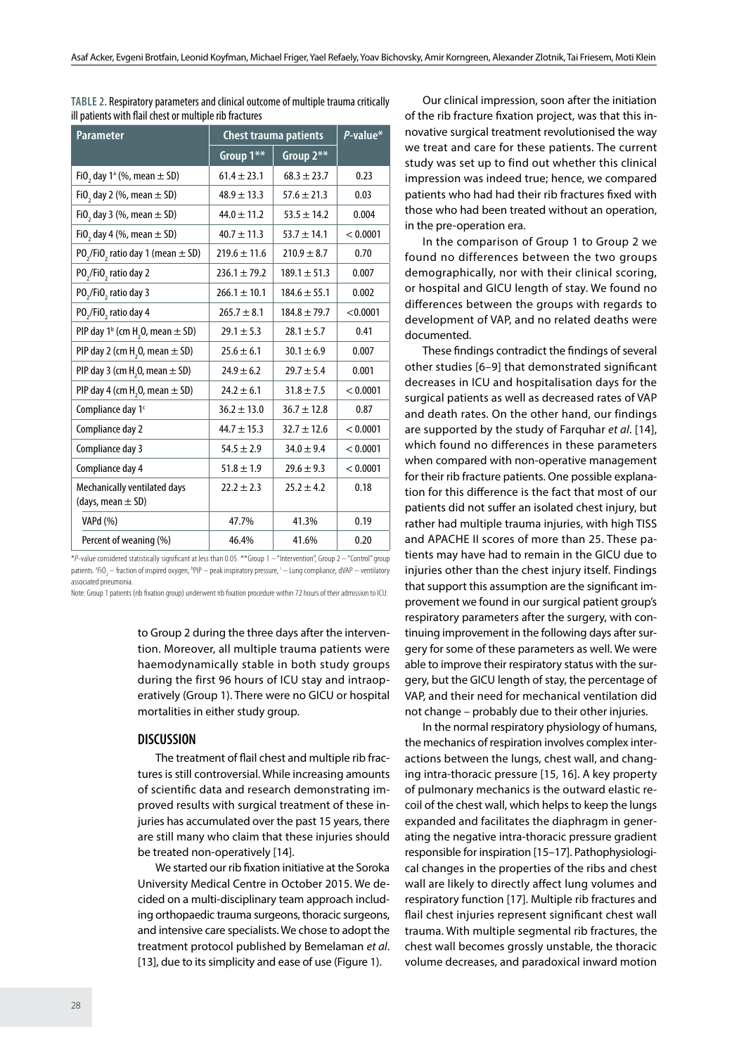**TABLE 2.** Respiratory parameters and clinical outcome of multiple trauma critically ill patients with flail chest or multiple rib fractures

| Parameter | Chest trauma patients | | P-value* |
|---|---|---|---|
| | Group 1** | Group 2** | |
| $FiO_2$ day 1[a] (%, mean ± SD) | 61.4 ± 23.1 | 68.3 ± 23.7 | 0.23 |
| $FiO_2$ day 2 (%, mean ± SD) | 48.9 ± 13.3 | 57.6 ± 21.3 | 0.03 |
| $FiO_2$ day 3 (%, mean ± SD) | 44.0 ± 11.2 | 53.5 ± 14.2 | 0.004 |
| $FiO_2$ day 4 (%, mean ± SD) | 40.7 ± 11.3 | 53.7 ± 14.1 | < 0.0001 |
| $PO_2/FiO_2$ ratio day 1 (mean ± SD) | 219.6 ± 11.6 | 210.9 ± 8.7 | 0.70 |
| $PO_2/FiO_2$ ratio day 2 | 236.1 ± 79.2 | 189.1 ± 51.3 | 0.007 |
| $PO_2/FiO_2$ ratio day 3 | 266.1 ± 10.1 | 184.6 ± 55.1 | 0.002 |
| $PO_2/FiO_2$ ratio day 4 | 265.7 ± 8.1 | 184.8 ± 79.7 | <0.0001 |
| PIP day 1[b] (cm $H_2O$, mean ± SD) | 29.1 ± 5.3 | 28.1 ± 5.7 | 0.41 |
| PIP day 2 (cm $H_2O$, mean ± SD) | 25.6 ± 6.1 | 30.1 ± 6.9 | 0.007 |
| PIP day 3 (cm $H_2O$, mean ± SD) | 24.9 ± 6.2 | 29.7 ± 5.4 | 0.001 |
| PIP day 4 (cm $H_2O$, mean ± SD) | 24.2 ± 6.1 | 31.8 ± 7.5 | < 0.0001 |
| Compliance day 1[c] | 36.2 ± 13.0 | 36.7 ± 12.8 | 0.87 |
| Compliance day 2 | 44.7 ± 15.3 | 32.7 ± 12.6 | < 0.0001 |
| Compliance day 3 | 54.5 ± 2.9 | 34.0 ± 9.4 | < 0.0001 |
| Compliance day 4 | 51.8 ± 1.9 | 29.6 ± 9.3 | < 0.0001 |
| Mechanically ventilated days (days, mean ± SD) | 22.2 ± 2.3 | 25.2 ± 4.2 | 0.18 |
| VAPd (%) | 47.7% | 41.3% | 0.19 |
| Percent of weaning (%) | 46.4% | 41.6% | 0.20 |

*P-value considered statistically significant at less than 0.05. **Group 1 – "Intervention", Group 2 – "Control" group patients. [a]$FiO_2$ – fraction of inspired oxygen, [b]PIP – peak inspiratory pressure, [c] – Lung compliance, dVAP – ventilatory associated pneumonia.

Note: Group 1 patients (rib fixation group) underwent rib fixation procedure within 72 hours of their admission to ICU.

to Group 2 during the three days after the intervention. Moreover, all multiple trauma patients were haemodynamically stable in both study groups during the first 96 hours of ICU stay and intraoperatively (Group 1). There were no GICU or hospital mortalities in either study group.

## DISCUSSION

The treatment of flail chest and multiple rib fractures is still controversial. While increasing amounts of scientific data and research demonstrating improved results with surgical treatment of these injuries has accumulated over the past 15 years, there are still many who claim that these injuries should be treated non-operatively [14].

We started our rib fixation initiative at the Soroka University Medical Centre in October 2015. We decided on a multi-disciplinary team approach including orthopaedic trauma surgeons, thoracic surgeons, and intensive care specialists. We chose to adopt the treatment protocol published by Bemelaman *et al*. [13], due to its simplicity and ease of use (Figure 1).

Our clinical impression, soon after the initiation of the rib fracture fixation project, was that this innovative surgical treatment revolutionised the way we treat and care for these patients. The current study was set up to find out whether this clinical impression was indeed true; hence, we compared patients who had had their rib fractures fixed with those who had been treated without an operation, in the pre-operation era.

In the comparison of Group 1 to Group 2 we found no differences between the two groups demographically, nor with their clinical scoring, or hospital and GICU length of stay. We found no differences between the groups with regards to development of VAP, and no related deaths were documented.

These findings contradict the findings of several other studies [6–9] that demonstrated significant decreases in ICU and hospitalisation days for the surgical patients as well as decreased rates of VAP and death rates. On the other hand, our findings are supported by the study of Farquhar *et al*. [14], which found no differences in these parameters when compared with non-operative management for their rib fracture patients. One possible explanation for this difference is the fact that most of our patients did not suffer an isolated chest injury, but rather had multiple trauma injuries, with high TISS and APACHE II scores of more than 25. These patients may have had to remain in the GICU due to injuries other than the chest injury itself. Findings that support this assumption are the significant improvement we found in our surgical patient group's respiratory parameters after the surgery, with continuing improvement in the following days after surgery for some of these parameters as well. We were able to improve their respiratory status with the surgery, but the GICU length of stay, the percentage of VAP, and their need for mechanical ventilation did not change – probably due to their other injuries.

In the normal respiratory physiology of humans, the mechanics of respiration involves complex interactions between the lungs, chest wall, and changing intra-thoracic pressure [15, 16]. A key property of pulmonary mechanics is the outward elastic recoil of the chest wall, which helps to keep the lungs expanded and facilitates the diaphragm in generating the negative intra-thoracic pressure gradient responsible for inspiration [15–17]. Pathophysiological changes in the properties of the ribs and chest wall are likely to directly affect lung volumes and respiratory function [17]. Multiple rib fractures and flail chest injuries represent significant chest wall trauma. With multiple segmental rib fractures, the chest wall becomes grossly unstable, the thoracic volume decreases, and paradoxical inward motion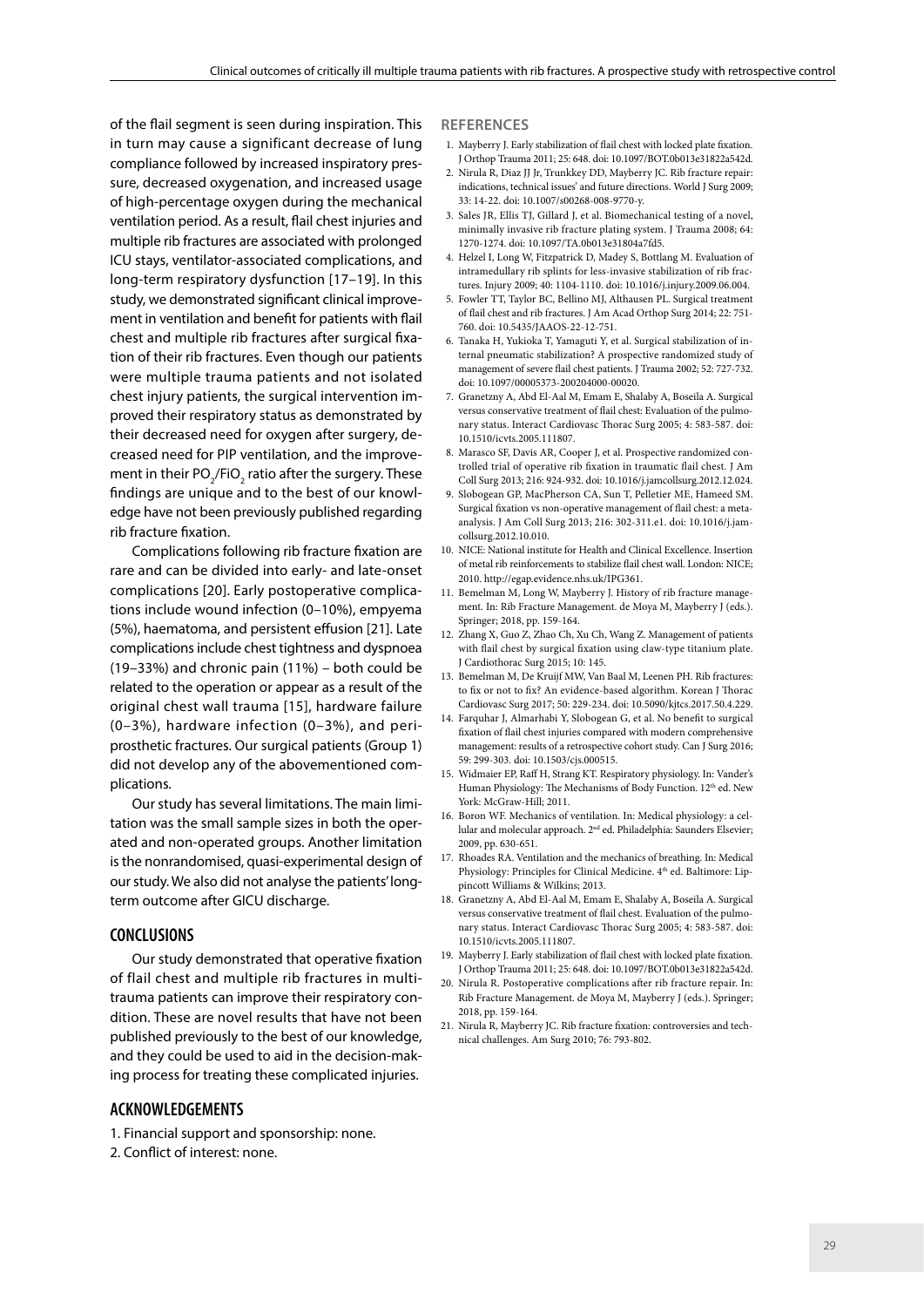of the flail segment is seen during inspiration. This in turn may cause a significant decrease of lung compliance followed by increased inspiratory pressure, decreased oxygenation, and increased usage of high-percentage oxygen during the mechanical ventilation period. As a result, flail chest injuries and multiple rib fractures are associated with prolonged ICU stays, ventilator-associated complications, and long-term respiratory dysfunction [17–19]. In this study, we demonstrated significant clinical improvement in ventilation and benefit for patients with flail chest and multiple rib fractures after surgical fixation of their rib fractures. Even though our patients were multiple trauma patients and not isolated chest injury patients, the surgical intervention improved their respiratory status as demonstrated by their decreased need for oxygen after surgery, decreased need for PIP ventilation, and the improvement in their $PO_2/FiO_2$ ratio after the surgery. These findings are unique and to the best of our knowledge have not been previously published regarding rib fracture fixation.

Complications following rib fracture fixation are rare and can be divided into early- and late-onset complications [20]. Early postoperative complications include wound infection (0–10%), empyema (5%), haematoma, and persistent effusion [21]. Late complications include chest tightness and dyspnoea (19–33%) and chronic pain (11%) – both could be related to the operation or appear as a result of the original chest wall trauma [15], hardware failure (0–3%), hardware infection (0–3%), and periprosthetic fractures. Our surgical patients (Group 1) did not develop any of the abovementioned complications.

Our study has several limitations. The main limitation was the small sample sizes in both the operated and non-operated groups. Another limitation is the nonrandomised, quasi-experimental design of our study. We also did not analyse the patients' long-term outcome after GICU discharge.

## CONCLUSIONS

Our study demonstrated that operative fixation of flail chest and multiple rib fractures in multitrauma patients can improve their respiratory condition. These are novel results that have not been published previously to the best of our knowledge, and they could be used to aid in the decision-making process for treating these complicated injuries.

## ACKNOWLEDGEMENTS

1. Financial support and sponsorship: none.
2. Conflict of interest: none.

## REFERENCES

1. Mayberry J. Early stabilization of flail chest with locked plate fixation. J Orthop Trauma 2011; 25: 648. doi: 10.1097/BOT.0b013e31822a542d.
2. Nirula R, Diaz JJ Jr, Trunkkey DD, Mayberry JC. Rib fracture repair: indications, technical issues' and future directions. World J Surg 2009; 33: 14-22. doi: 10.1007/s00268-008-9770-y.
3. Sales JR, Ellis TJ, Gillard J, et al. Biomechanical testing of a novel, minimally invasive rib fracture plating system. J Trauma 2008; 64: 1270-1274. doi: 10.1097/TA.0b013e31804a7fd5.
4. Helzel I, Long W, Fitzpatrick D, Madey S, Bottlang M. Evaluation of intramedullary rib splints for less-invasive stabilization of rib fractures. Injury 2009; 40: 1104-1110. doi: 10.1016/j.injury.2009.06.004.
5. Fowler TT, Taylor BC, Bellino MJ, Althausen PL. Surgical treatment of flail chest and rib fractures. J Am Acad Orthop Surg 2014; 22: 751-760. doi: 10.5435/JAAOS-22-12-751.
6. Tanaka H, Yukioka T, Yamaguti Y, et al. Surgical stabilization of internal pneumatic stabilization? A prospective randomized study of management of severe flail chest patients. J Trauma 2002; 52: 727-732. doi: 10.1097/00005373-200204000-00020.
7. Granetzny A, Abd El-Aal M, Emam E, Shalaby A, Boseila A. Surgical versus conservative treatment of flail chest: Evaluation of the pulmonary status. Interact Cardiovasc Thorac Surg 2005; 4: 583-587. doi: 10.1510/icvts.2005.111807.
8. Marasco SF, Davis AR, Cooper J, et al. Prospective randomized controlled trial of operative rib fixation in traumatic flail chest. J Am Coll Surg 2013; 216: 924-932. doi: 10.1016/j.jamcollsurg.2012.12.024.
9. Slobogean GP, MacPherson CA, Sun T, Pelletier ME, Hameed SM. Surgical fixation vs non-operative management of flail chest: a meta-analysis. J Am Coll Surg 2013; 216: 302-311.e1. doi: 10.1016/j.jamcollsurg.2012.10.010.
10. NICE: National institute for Health and Clinical Excellence. Insertion of metal rib reinforcements to stabilize flail chest wall. London: NICE; 2010. http://egap.evidence.nhs.uk/IPG361.
11. Bemelman M, Long W, Mayberry J. History of rib fracture management. In: Rib Fracture Management. de Moya M, Mayberry J (eds.). Springer; 2018, pp. 159-164.
12. Zhang X, Guo Z, Zhao Ch, Xu Ch, Wang Z. Management of patients with flail chest by surgical fixation using claw-type titanium plate. J Cardiothorac Surg 2015; 10: 145.
13. Bemelman M, De Kruijf MW, Van Baal M, Leenen PH. Rib fractures: to fix or not to fix? An evidence-based algorithm. Korean J Thorac Cardiovasc Surg 2017; 50: 229-234. doi: 10.5090/kjtcs.2017.50.4.229.
14. Farquhar J, Almarhabi Y, Slobogean G, et al. No benefit to surgical fixation of flail chest injuries compared with modern comprehensive management: results of a retrospective cohort study. Can J Surg 2016; 59: 299-303. doi: 10.1503/cjs.000515.
15. Widmaier EP, Raff H, Strang KT. Respiratory physiology. In: Vander's Human Physiology: The Mechanisms of Body Function. 12th ed. New York: McGraw-Hill; 2011.
16. Boron WF. Mechanics of ventilation. In: Medical physiology: a cellular and molecular approach. 2nd ed. Philadelphia: Saunders Elsevier; 2009, pp. 630-651.
17. Rhoades RA. Ventilation and the mechanics of breathing. In: Medical Physiology: Principles for Clinical Medicine. 4th ed. Baltimore: Lippincott Williams & Wilkins; 2013.
18. Granetzny A, Abd El-Aal M, Emam E, Shalaby A, Boseila A. Surgical versus conservative treatment of flail chest. Evaluation of the pulmonary status. Interact Cardiovasc Thorac Surg 2005; 4: 583-587. doi: 10.1510/icvts.2005.111807.
19. Mayberry J. Early stabilization of flail chest with locked plate fixation. J Orthop Trauma 2011; 25: 648. doi: 10.1097/BOT.0b013e31822a542d.
20. Nirula R. Postoperative complications after rib fracture repair. In: Rib Fracture Management. de Moya M, Mayberry J (eds.). Springer; 2018, pp. 159-164.
21. Nirula R, Mayberry JC. Rib fracture fixation: controversies and technical challenges. Am Surg 2010; 76: 793-802.